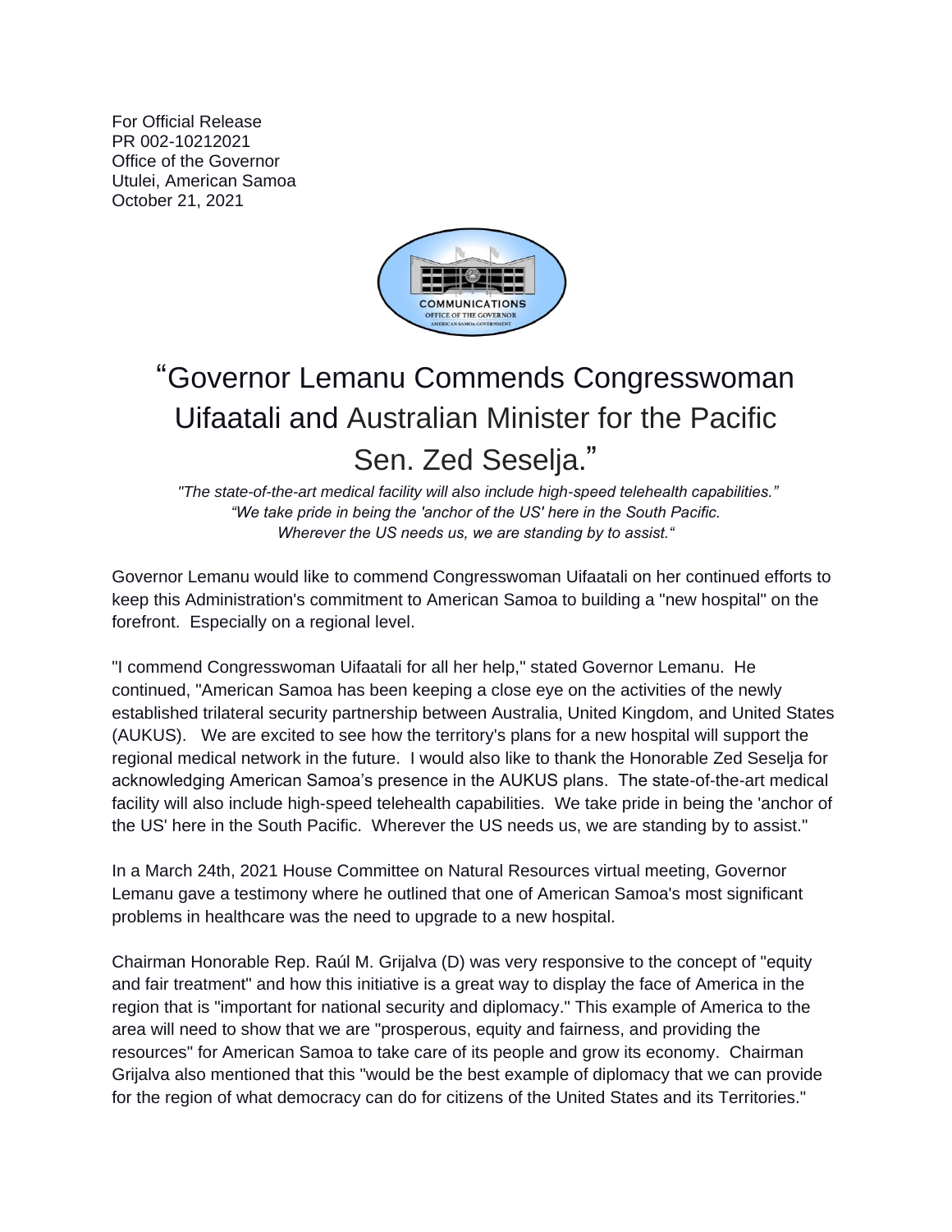For Official Release
PR 002-10212021
Office of the Governor
Utulei, American Samoa
October 21, 2021

# “Governor Lemanu Commends Congresswoman Uifaatali and Australian Minister for the Pacific Sen. Zed Seselja.”

*"The state-of-the-art medical facility will also include high-speed telehealth capabilities.”*
*“We take pride in being the 'anchor of the US' here in the South Pacific.*
*Wherever the US needs us, we are standing by to assist.“*

Governor Lemanu would like to commend Congresswoman Uifaatali on her continued efforts to keep this Administration's commitment to American Samoa to building a "new hospital" on the forefront. Especially on a regional level.

"I commend Congresswoman Uifaatali for all her help," stated Governor Lemanu. He continued, "American Samoa has been keeping a close eye on the activities of the newly established trilateral security partnership between Australia, United Kingdom, and United States (AUKUS). We are excited to see how the territory's plans for a new hospital will support the regional medical network in the future. I would also like to thank the Honorable Zed Seselja for acknowledging American Samoa’s presence in the AUKUS plans. The state-of-the-art medical facility will also include high-speed telehealth capabilities. We take pride in being the 'anchor of the US' here in the South Pacific. Wherever the US needs us, we are standing by to assist."

In a March 24th, 2021 House Committee on Natural Resources virtual meeting, Governor Lemanu gave a testimony where he outlined that one of American Samoa's most significant problems in healthcare was the need to upgrade to a new hospital.

Chairman Honorable Rep. Raúl M. Grijalva (D) was very responsive to the concept of "equity and fair treatment" and how this initiative is a great way to display the face of America in the region that is "important for national security and diplomacy." This example of America to the area will need to show that we are "prosperous, equity and fairness, and providing the resources" for American Samoa to take care of its people and grow its economy. Chairman Grijalva also mentioned that this "would be the best example of diplomacy that we can provide for the region of what democracy can do for citizens of the United States and its Territories."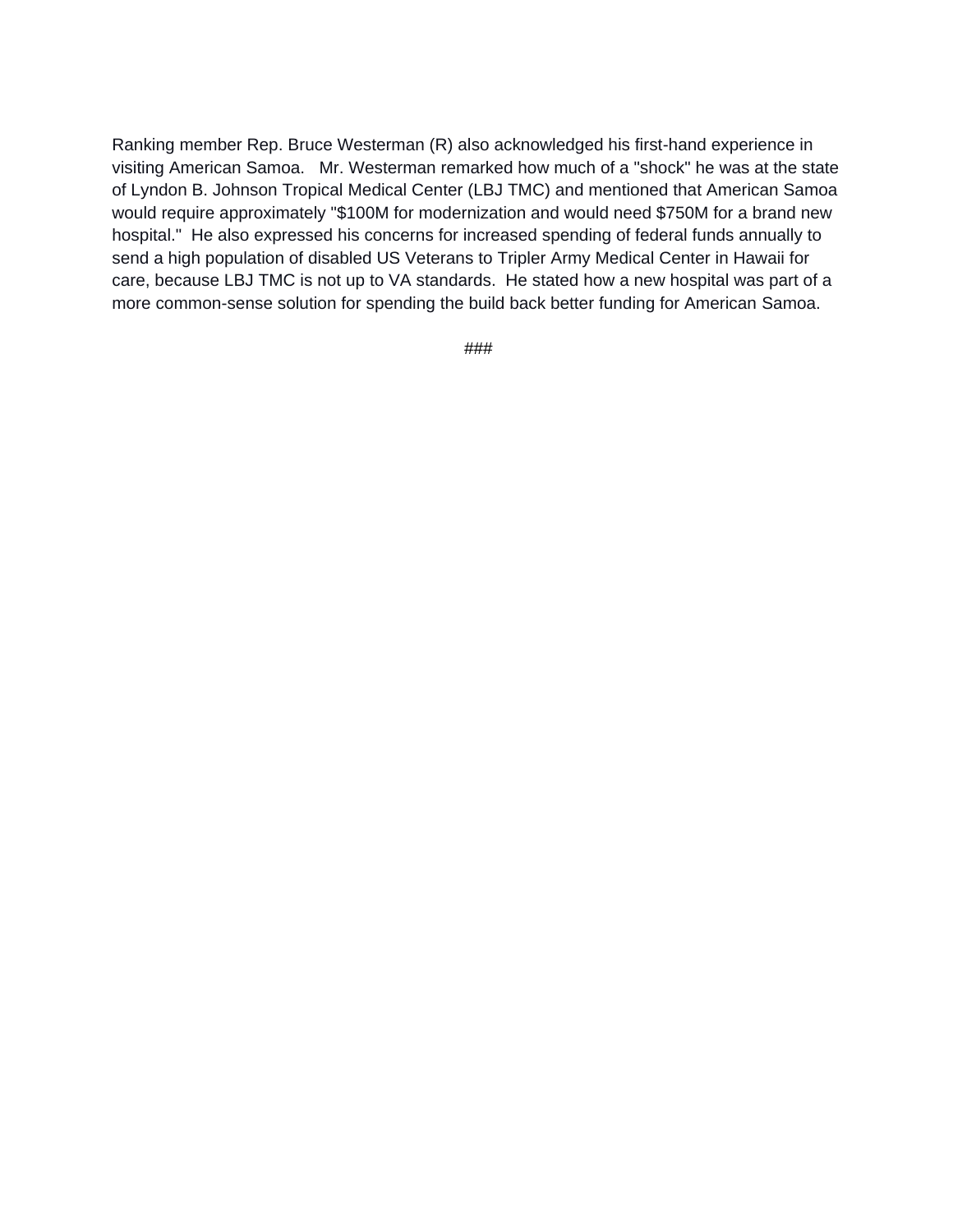Ranking member Rep. Bruce Westerman (R) also acknowledged his first-hand experience in visiting American Samoa.   Mr. Westerman remarked how much of a "shock" he was at the state of Lyndon B. Johnson Tropical Medical Center (LBJ TMC) and mentioned that American Samoa would require approximately "$100M for modernization and would need $750M for a brand new hospital."  He also expressed his concerns for increased spending of federal funds annually to send a high population of disabled US Veterans to Tripler Army Medical Center in Hawaii for care, because LBJ TMC is not up to VA standards.  He stated how a new hospital was part of a more common-sense solution for spending the build back better funding for American Samoa.

###